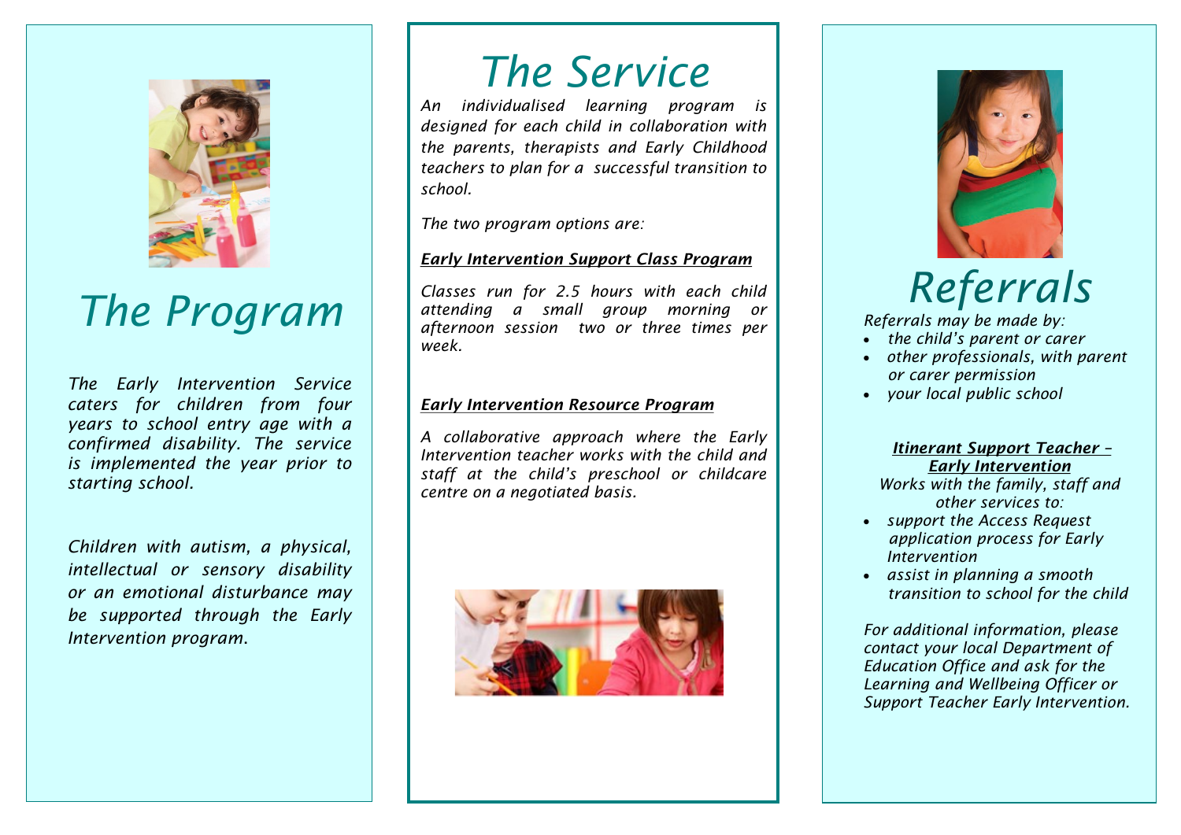# The Program

*The Early Intervention Service caters for children from four years to school entry age with a confirmed disability. The service is implemented the year prior to starting school.*

*Children with autism, a physical, intellectual or sensory disability or an emotional disturbance may be supported through the Early Intervention program.*

# The Service

*An individualised learning program is designed for each child in collaboration with the parents, therapists and Early Childhood teachers to plan for a successful transition to school.*

*The two program options are:*

***Early Intervention Support Class Program***

*Classes run for 2.5 hours with each child attending a small group morning or afternoon session two or three times per week.*

***Early Intervention Resource Program***

*A collaborative approach where the Early Intervention teacher works with the child and staff at the child's preschool or childcare centre on a negotiated basis.*

# Referrals

*Referrals may be made by:*

- *the child's parent or carer*
- *other professionals, with parent or carer permission*
- *your local public school*

***Itinerant Support Teacher – Early Intervention***

*Works with the family, staff and other services to:*

- *support the Access Request application process for Early Intervention*
- *assist in planning a smooth transition to school for the child*

*For additional information, please contact your local Department of Education Office and ask for the Learning and Wellbeing Officer or Support Teacher Early Intervention.*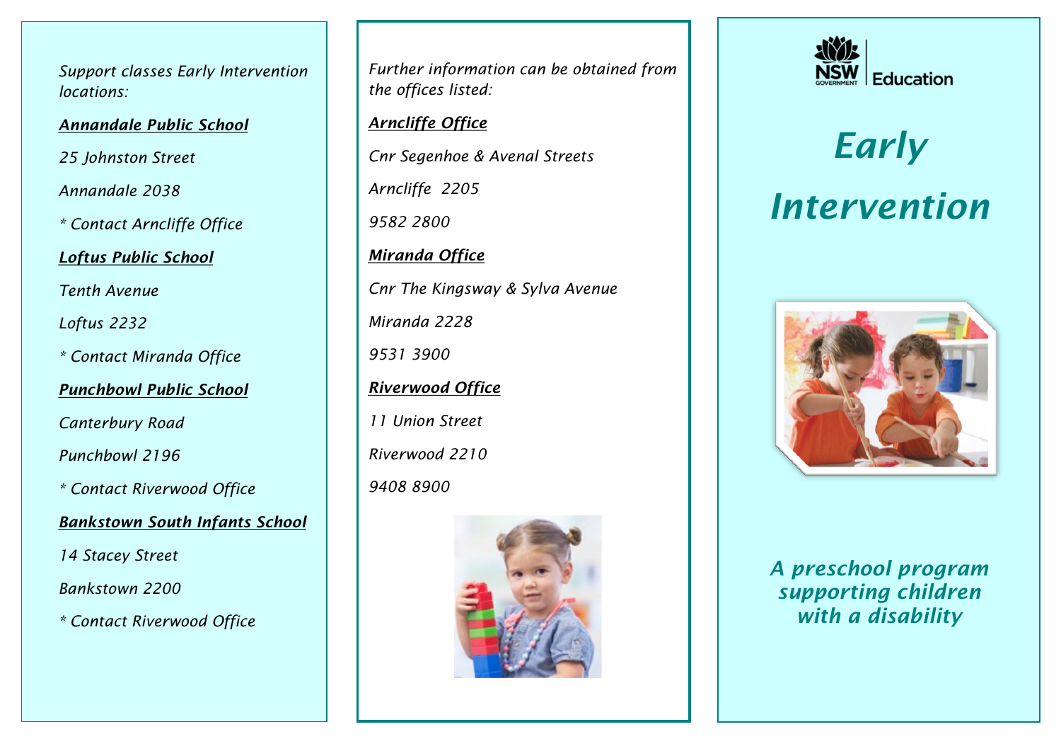*Support classes Early Intervention locations:*

***Annandale Public School***

*25 Johnston Street*

*Annandale 2038*

** Contact Arncliffe Office*

***Loftus Public School***

*Tenth Avenue*

*Loftus 2232*

** Contact Miranda Office*

***Punchbowl Public School***

*Canterbury Road*

*Punchbowl 2196*

** Contact Riverwood Office*

***Bankstown South Infants School***

*14 Stacey Street*

*Bankstown 2200*

** Contact Riverwood Office*

*Further information can be obtained from the offices listed:*

***Arncliffe Office***

*Cnr Segenhoe & Avenal Streets*

*Arncliffe 2205*

*9582 2800*

***Miranda Office***

*Cnr The Kingsway & Sylva Avenue*

*Miranda 2228*

*9531 3900*

***Riverwood Office***

*11 Union Street*

*Riverwood 2210*

*9408 8900*

NSW Government Education

# *Early Intervention*

***A preschool program supporting children with a disability***